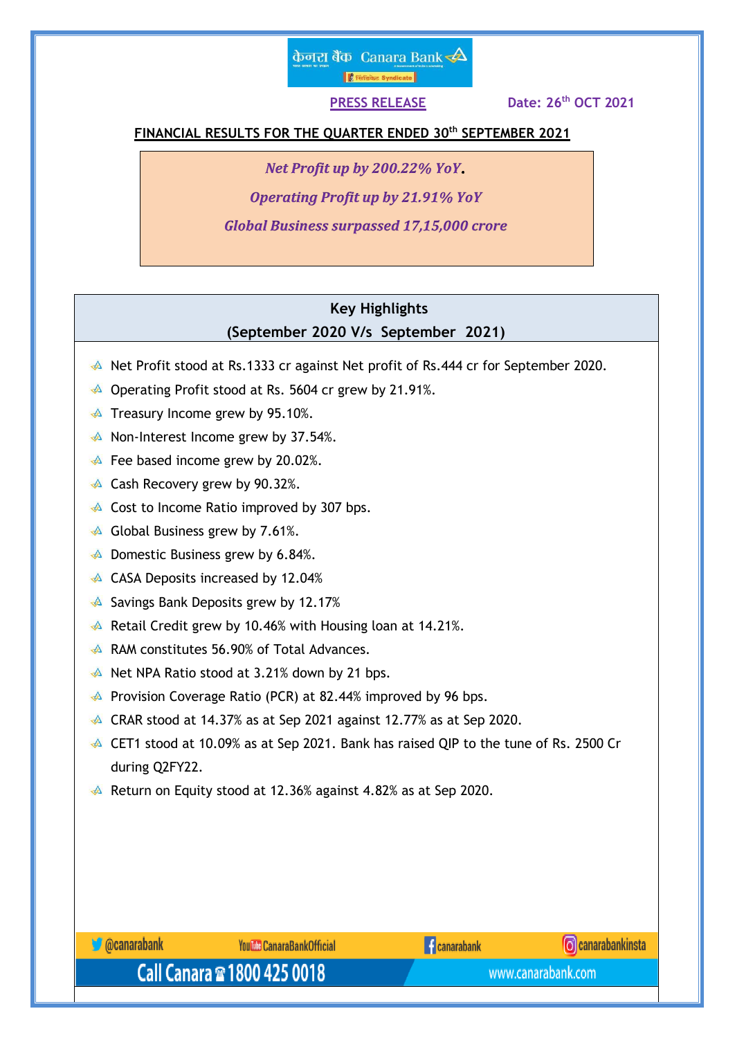**PRESS RELEASE** Date: 26th OCT 2021

## FINANCIAL RESULTS FOR THE QUARTER ENDED 30th SEPTEMBER 2021

*Net Profit up by 200.22% YoY.*

*Operating Profit up by 21.91% YoY*

*Global Business surpassed 17,15,000 crore*

### Key Highlights
### (September 2020 V/s September 2021)

- Net Profit stood at Rs.1333 cr against Net profit of Rs.444 cr for September 2020.
- Operating Profit stood at Rs. 5604 cr grew by 21.91%.
- Treasury Income grew by 95.10%.
- Non-Interest Income grew by 37.54%.
- Fee based income grew by 20.02%.
- Cash Recovery grew by 90.32%.
- Cost to Income Ratio improved by 307 bps.
- Global Business grew by 7.61%.
- Domestic Business grew by 6.84%.
- CASA Deposits increased by 12.04%
- Savings Bank Deposits grew by 12.17%
- Retail Credit grew by 10.46% with Housing loan at 14.21%.
- RAM constitutes 56.90% of Total Advances.
- Net NPA Ratio stood at 3.21% down by 21 bps.
- Provision Coverage Ratio (PCR) at 82.44% improved by 96 bps.
- CRAR stood at 14.37% as at Sep 2021 against 12.77% as at Sep 2020.
- CET1 stood at 10.09% as at Sep 2021. Bank has raised QIP to the tune of Rs. 2500 Cr during Q2FY22.
- Return on Equity stood at 12.36% against 4.82% as at Sep 2020.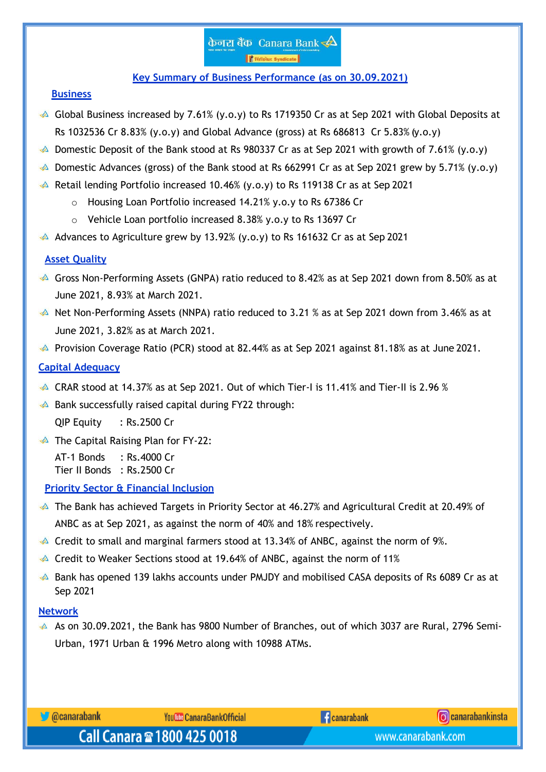## Key Summary of Business Performance (as on 30.09.2021)

### Business

- Global Business increased by 7.61% (y.o.y) to Rs 1719350 Cr as at Sep 2021 with Global Deposits at Rs 1032536 Cr 8.83% (y.o.y) and Global Advance (gross) at Rs 686813 Cr 5.83% (y.o.y)
- Domestic Deposit of the Bank stood at Rs 980337 Cr as at Sep 2021 with growth of 7.61% (y.o.y)
- Domestic Advances (gross) of the Bank stood at Rs 662991 Cr as at Sep 2021 grew by 5.71% (y.o.y)
- Retail lending Portfolio increased 10.46% (y.o.y) to Rs 119138 Cr as at Sep 2021
  - Housing Loan Portfolio increased 14.21% y.o.y to Rs 67386 Cr
  - Vehicle Loan portfolio increased 8.38% y.o.y to Rs 13697 Cr
- Advances to Agriculture grew by 13.92% (y.o.y) to Rs 161632 Cr as at Sep 2021

### Asset Quality

- Gross Non-Performing Assets (GNPA) ratio reduced to 8.42% as at Sep 2021 down from 8.50% as at June 2021, 8.93% at March 2021.
- Net Non-Performing Assets (NNPA) ratio reduced to 3.21 % as at Sep 2021 down from 3.46% as at June 2021, 3.82% as at March 2021.
- Provision Coverage Ratio (PCR) stood at 82.44% as at Sep 2021 against 81.18% as at June 2021.

### Capital Adequacy

- CRAR stood at 14.37% as at Sep 2021. Out of which Tier-I is 11.41% and Tier-II is 2.96 %
- Bank successfully raised capital during FY22 through:

  QIP Equity : Rs.2500 Cr
- The Capital Raising Plan for FY-22:

  AT-1 Bonds : Rs.4000 Cr  
  Tier II Bonds : Rs.2500 Cr

### Priority Sector & Financial Inclusion

- The Bank has achieved Targets in Priority Sector at 46.27% and Agricultural Credit at 20.49% of ANBC as at Sep 2021, as against the norm of 40% and 18% respectively.
- Credit to small and marginal farmers stood at 13.34% of ANBC, against the norm of 9%.
- Credit to Weaker Sections stood at 19.64% of ANBC, against the norm of 11%
- Bank has opened 139 lakhs accounts under PMJDY and mobilised CASA deposits of Rs 6089 Cr as at Sep 2021

### Network

- As on 30.09.2021, the Bank has 9800 Number of Branches, out of which 3037 are Rural, 2796 Semi-Urban, 1971 Urban & 1996 Metro along with 10988 ATMs.